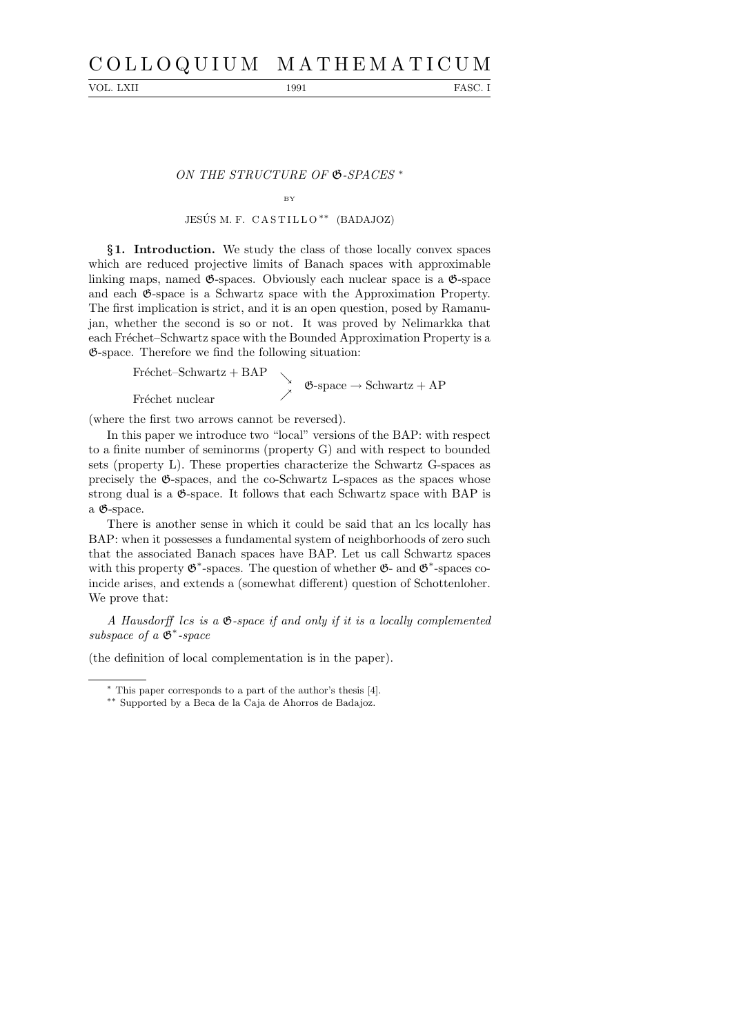# ON THE STRUCTURE OF $\mathfrak{G}$-SPACES [*]

BY

JESÚS M. F. CASTILLO [**] (BADAJOZ)

**§1. Introduction.** We study the class of those locally convex spaces which are reduced projective limits of Banach spaces with approximable linking maps, named $\mathfrak{G}$-spaces. Obviously each nuclear space is a $\mathfrak{G}$-space and each $\mathfrak{G}$-space is a Schwartz space with the Approximation Property. The first implication is strict, and it is an open question, posed by Ramanujan, whether the second is so or not. It was proved by Nelimarkka that each Fréchet–Schwartz space with the Bounded Approximation Property is a $\mathfrak{G}$-space. Therefore we find the following situation:

$$\begin{array}{lcl} \text{Fréchet–Schwartz} + \text{BAP} & \searrow & \\ & & \mathfrak{G}\text{-space} \rightarrow \text{Schwartz} + \text{AP} \\ \text{Fréchet nuclear} & \nearrow & \end{array}$$

(where the first two arrows cannot be reversed).

In this paper we introduce two "local" versions of the BAP: with respect to a finite number of seminorms (property G) and with respect to bounded sets (property L). These properties characterize the Schwartz G-spaces as precisely the $\mathfrak{G}$-spaces, and the co-Schwartz L-spaces as the spaces whose strong dual is a $\mathfrak{G}$-space. It follows that each Schwartz space with BAP is a $\mathfrak{G}$-space.

There is another sense in which it could be said that an lcs locally has BAP: when it possesses a fundamental system of neighborhoods of zero such that the associated Banach spaces have BAP. Let us call Schwartz spaces with this property $\mathfrak{G}^*$-spaces. The question of whether $\mathfrak{G}$- and $\mathfrak{G}^*$-spaces coincide arises, and extends a (somewhat different) question of Schottenloher. We prove that:

*A Hausdorff lcs is a $\mathfrak{G}$-space if and only if it is a locally complemented subspace of a $\mathfrak{G}^*$-space*

(the definition of local complementation is in the paper).

---

[*] This paper corresponds to a part of the author's thesis [4].

[**] Supported by a Beca de la Caja de Ahorros de Badajoz.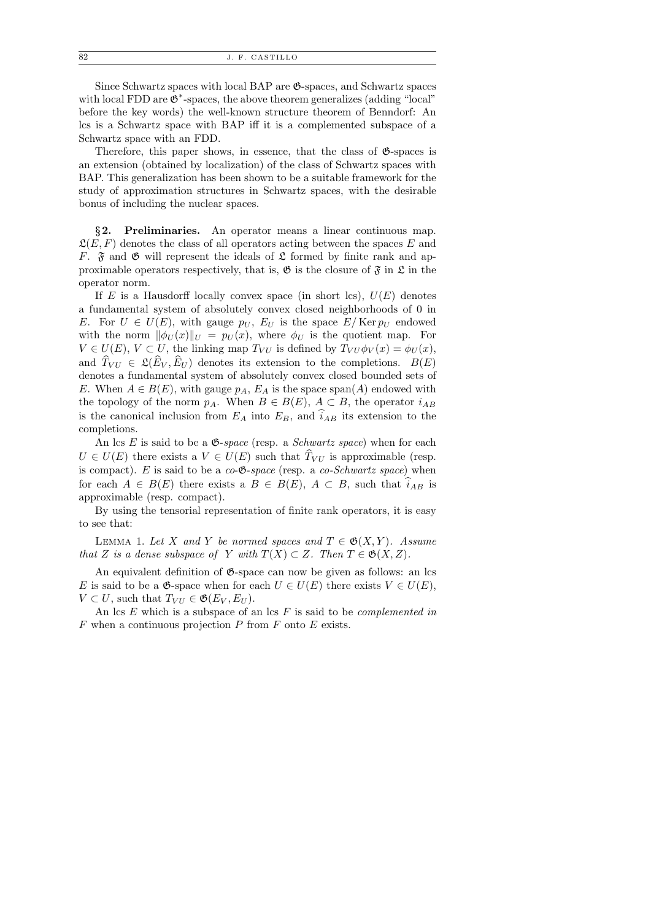Since Schwartz spaces with local BAP are $\mathfrak{G}$-spaces, and Schwartz spaces with local FDD are $\mathfrak{G}^*$-spaces, the above theorem generalizes (adding "local" before the key words) the well-known structure theorem of Benndorf: An lcs is a Schwartz space with BAP iff it is a complemented subspace of a Schwartz space with an FDD.

Therefore, this paper shows, in essence, that the class of $\mathfrak{G}$-spaces is an extension (obtained by localization) of the class of Schwartz spaces with BAP. This generalization has been shown to be a suitable framework for the study of approximation structures in Schwartz spaces, with the desirable bonus of including the nuclear spaces.

## §2. Preliminaries.

An operator means a linear continuous map. $\mathfrak{L}(E, F)$ denotes the class of all operators acting between the spaces $E$ and $F$. $\mathfrak{F}$ and $\mathfrak{G}$ will represent the ideals of $\mathfrak{L}$ formed by finite rank and approximable operators respectively, that is, $\mathfrak{G}$ is the closure of $\mathfrak{F}$ in $\mathfrak{L}$ in the operator norm.

If $E$ is a Hausdorff locally convex space (in short lcs), $U(E)$ denotes a fundamental system of absolutely convex closed neighborhoods of 0 in $E$. For $U \in U(E)$, with gauge $p_U$, $E_U$ is the space $E/\operatorname{Ker} p_U$ endowed with the norm $\|\phi_U(x)\|_U = p_U(x)$, where $\phi_U$ is the quotient map. For $V \in U(E)$, $V \subset U$, the linking map $T_{VU}$ is defined by $T_{VU}\phi_V(x) = \phi_U(x)$, and $\widehat{T}_{VU} \in \mathfrak{L}(\widehat{E}_V, \widehat{E}_U)$ denotes its extension to the completions. $B(E)$ denotes a fundamental system of absolutely convex closed bounded sets of $E$. When $A \in B(E)$, with gauge $p_A$, $E_A$ is the space $\operatorname{span}(A)$ endowed with the topology of the norm $p_A$. When $B \in B(E)$, $A \subset B$, the operator $i_{AB}$ is the canonical inclusion from $E_A$ into $E_B$, and $\widehat{i}_{AB}$ its extension to the completions.

An lcs $E$ is said to be a *$\mathfrak{G}$-space* (resp. a *Schwartz space*) when for each $U \in U(E)$ there exists a $V \in U(E)$ such that $\widehat{T}_{VU}$ is approximable (resp. is compact). $E$ is said to be a *co-$\mathfrak{G}$-space* (resp. a *co-Schwartz space*) when for each $A \in B(E)$ there exists a $B \in B(E)$, $A \subset B$, such that $\widehat{i}_{AB}$ is approximable (resp. compact).

By using the tensorial representation of finite rank operators, it is easy to see that:

Lemma 1. *Let $X$ and $Y$ be normed spaces and $T \in \mathfrak{G}(X, Y)$. Assume that $Z$ is a dense subspace of $Y$ with $T(X) \subset Z$. Then $T \in \mathfrak{G}(X, Z)$.*

An equivalent definition of $\mathfrak{G}$-space can now be given as follows: an lcs $E$ is said to be a $\mathfrak{G}$-space when for each $U \in U(E)$ there exists $V \in U(E)$, $V \subset U$, such that $T_{VU} \in \mathfrak{G}(E_V, E_U)$.

An lcs $E$ which is a subspace of an lcs $F$ is said to be *complemented in* $F$ when a continuous projection $P$ from $F$ onto $E$ exists.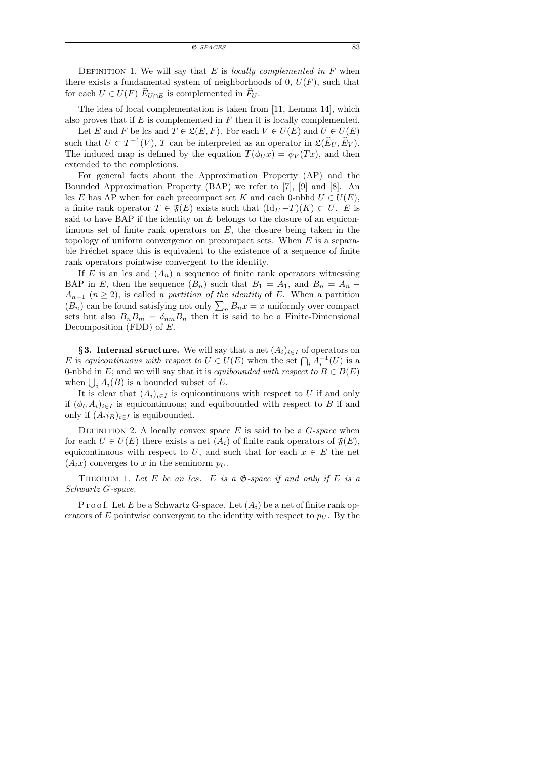Definition 1. We will say that $E$ is *locally complemented in* $F$ when there exists a fundamental system of neighborhoods of 0, $U(F)$, such that for each $U \in U(F)$ $\widehat{E}_{U\cap E}$ is complemented in $\widehat{F}_U$.

The idea of local complementation is taken from [11, Lemma 14], which also proves that if $E$ is complemented in $F$ then it is locally complemented.

Let $E$ and $F$ be lcs and $T \in \mathfrak{L}(E, F)$. For each $V \in U(E)$ and $U \in U(E)$ such that $U \subset T^{-1}(V)$, $T$ can be interpreted as an operator in $\mathfrak{L}(\widehat{E}_U, \widehat{E}_V)$. The induced map is defined by the equation $T(\phi_U x) = \phi_V(Tx)$, and then extended to the completions.

For general facts about the Approximation Property (AP) and the Bounded Approximation Property (BAP) we refer to [7], [9] and [8]. An lcs $E$ has AP when for each precompact set $K$ and each 0-nbhd $U \in U(E)$, a finite rank operator $T \in \mathfrak{F}(E)$ exists such that $(\mathrm{Id}_E - T)(K) \subset U$. $E$ is said to have BAP if the identity on $E$ belongs to the closure of an equicontinuous set of finite rank operators on $E$, the closure being taken in the topology of uniform convergence on precompact sets. When $E$ is a separable Fréchet space this is equivalent to the existence of a sequence of finite rank operators pointwise convergent to the identity.

If $E$ is an lcs and $(A_n)$ a sequence of finite rank operators witnessing BAP in $E$, then the sequence $(B_n)$ such that $B_1 = A_1$, and $B_n = A_n - A_{n-1}$ $(n \geq 2)$, is called a *partition of the identity* of $E$. When a partition $(B_n)$ can be found satisfying not only $\sum_n B_n x = x$ uniformly over compact sets but also $B_n B_m = \delta_{nm} B_n$ then it is said to be a Finite-Dimensional Decomposition (FDD) of $E$.

## §3. Internal structure.

We will say that a net $(A_i)_{i\in I}$ of operators on $E$ is *equicontinuous with respect to* $U \in U(E)$ when the set $\bigcap_i A_i^{-1}(U)$ is a 0-nbhd in $E$; and we will say that it is *equibounded with respect to* $B \in B(E)$ when $\bigcup_i A_i(B)$ is a bounded subset of $E$.

It is clear that $(A_i)_{i\in I}$ is equicontinuous with respect to $U$ if and only if $(\phi_U A_i)_{i\in I}$ is equicontinuous; and equibounded with respect to $B$ if and only if $(A_i i_B)_{i\in I}$ is equibounded.

Definition 2. A locally convex space $E$ is said to be a *G-space* when for each $U \in U(E)$ there exists a net $(A_i)$ of finite rank operators of $\mathfrak{F}(E)$, equicontinuous with respect to $U$, and such that for each $x \in E$ the net $(A_i x)$ converges to $x$ in the seminorm $p_U$.

Theorem 1. *Let $E$ be an lcs. $E$ is a $\mathfrak{G}$-space if and only if $E$ is a Schwartz G-space.*

Proof. Let $E$ be a Schwartz G-space. Let $(A_i)$ be a net of finite rank operators of $E$ pointwise convergent to the identity with respect to $p_U$. By the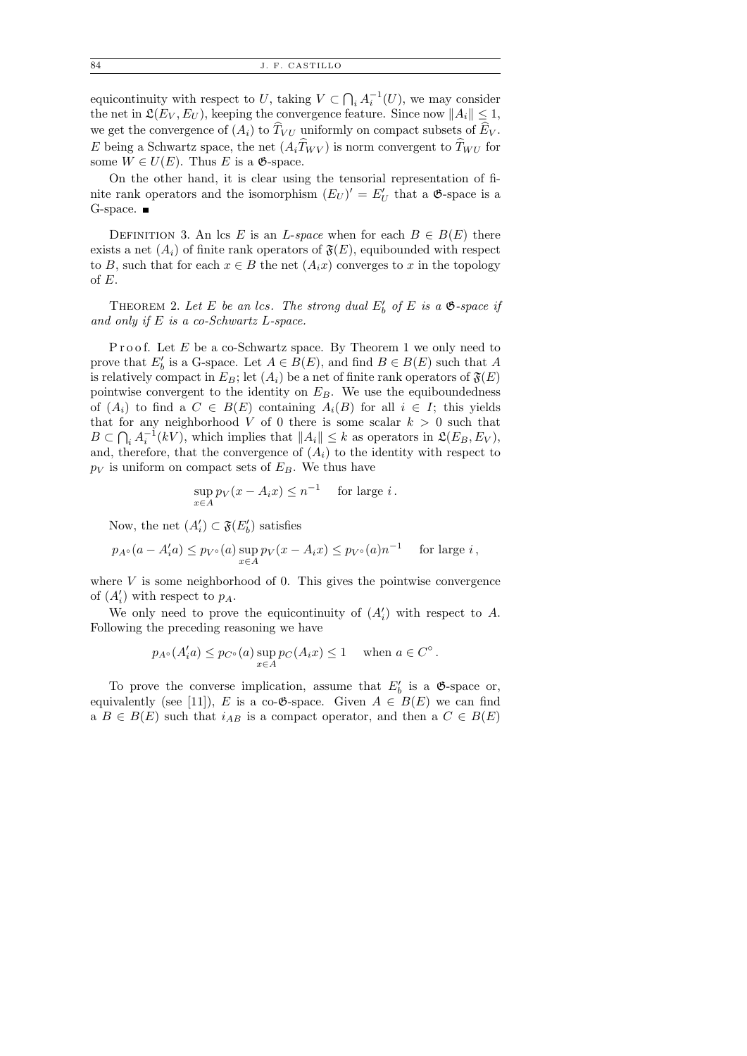equicontinuity with respect to $U$, taking $V \subset \bigcap_i A_i^{-1}(U)$, we may consider the net in $\mathfrak{L}(E_V, E_U)$, keeping the convergence feature. Since now $\|A_i\| \le 1$, we get the convergence of $(A_i)$ to $\widehat{T}_{VU}$ uniformly on compact subsets of $\widehat{E}_V$. $E$ being a Schwartz space, the net $(A_i \widehat{T}_{WV})$ is norm convergent to $\widehat{T}_{WU}$ for some $W \in U(E)$. Thus $E$ is a $\mathfrak{G}$-space.

On the other hand, it is clear using the tensorial representation of finite rank operators and the isomorphism $(E_U)' = E'_U$ that a $\mathfrak{G}$-space is a G-space. ∎

Definition 3. An lcs $E$ is an *L-space* when for each $B \in B(E)$ there exists a net $(A_i)$ of finite rank operators of $\mathfrak{F}(E)$, equibounded with respect to $B$, such that for each $x \in B$ the net $(A_i x)$ converges to $x$ in the topology of $E$.

Theorem 2. *Let $E$ be an lcs. The strong dual $E'_b$ of $E$ is a $\mathfrak{G}$-space if and only if $E$ is a co-Schwartz L-space.*

Proof. Let $E$ be a co-Schwartz space. By Theorem 1 we only need to prove that $E'_b$ is a G-space. Let $A \in B(E)$, and find $B \in B(E)$ such that $A$ is relatively compact in $E_B$; let $(A_i)$ be a net of finite rank operators of $\mathfrak{F}(E)$ pointwise convergent to the identity on $E_B$. We use the equiboundedness of $(A_i)$ to find a $C \in B(E)$ containing $A_i(B)$ for all $i \in I$; this yields that for any neighborhood $V$ of 0 there is some scalar $k > 0$ such that $B \subset \bigcap_i A_i^{-1}(kV)$, which implies that $\|A_i\| \le k$ as operators in $\mathfrak{L}(E_B, E_V)$, and, therefore, that the convergence of $(A_i)$ to the identity with respect to $p_V$ is uniform on compact sets of $E_B$. We thus have

$$\sup_{x \in A} p_V(x - A_i x) \le n^{-1} \quad \text{for large } i\,.$$

Now, the net $(A'_i) \subset \mathfrak{F}(E'_b)$ satisfies

$$p_{A^\circ}(a - A'_i a) \le p_{V^\circ}(a) \sup_{x \in A} p_V(x - A_i x) \le p_{V^\circ}(a) n^{-1} \quad \text{for large } i\,,$$

where $V$ is some neighborhood of 0. This gives the pointwise convergence of $(A'_i)$ with respect to $p_A$.

We only need to prove the equicontinuity of $(A'_i)$ with respect to $A$. Following the preceding reasoning we have

$$p_{A^\circ}(A'_i a) \le p_{C^\circ}(a) \sup_{x \in A} p_C(A_i x) \le 1 \quad \text{when } a \in C^\circ\,.$$

To prove the converse implication, assume that $E'_b$ is a $\mathfrak{G}$-space or, equivalently (see [11]), $E$ is a co-$\mathfrak{G}$-space. Given $A \in B(E)$ we can find a $B \in B(E)$ such that $i_{AB}$ is a compact operator, and then a $C \in B(E)$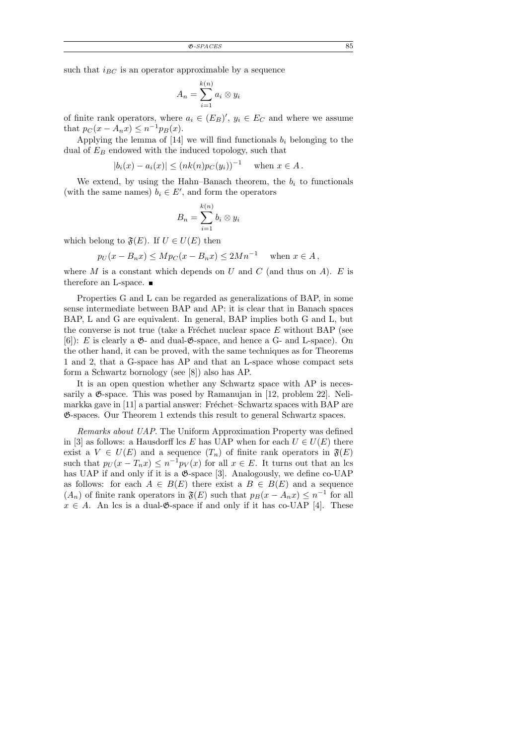such that $i_{BC}$ is an operator approximable by a sequence

$$A_n = \sum_{i=1}^{k(n)} a_i \otimes y_i$$

of finite rank operators, where $a_i \in (E_B)'$, $y_i \in E_C$ and where we assume that $p_C(x - A_n x) \le n^{-1} p_B(x)$.

Applying the lemma of [14] we will find functionals $b_i$ belonging to the dual of $E_B$ endowed with the induced topology, such that

$$|b_i(x) - a_i(x)| \le (nk(n)p_C(y_i))^{-1} \quad \text{when } x \in A\,.$$

We extend, by using the Hahn–Banach theorem, the $b_i$ to functionals (with the same names) $b_i \in E'$, and form the operators

$$B_n = \sum_{i=1}^{k(n)} b_i \otimes y_i$$

which belong to $\mathfrak{F}(E)$. If $U \in U(E)$ then

$$p_U(x - B_n x) \le M p_C(x - B_n x) \le 2Mn^{-1} \quad \text{when } x \in A\,,$$

where $M$ is a constant which depends on $U$ and $C$ (and thus on $A$). $E$ is therefore an L-space. ■

Properties G and L can be regarded as generalizations of BAP, in some sense intermediate between BAP and AP: it is clear that in Banach spaces BAP, L and G are equivalent. In general, BAP implies both G and L, but the converse is not true (take a Fréchet nuclear space $E$ without BAP (see [6]): $E$ is clearly a $\mathfrak{G}$- and dual-$\mathfrak{G}$-space, and hence a G- and L-space). On the other hand, it can be proved, with the same techniques as for Theorems 1 and 2, that a G-space has AP and that an L-space whose compact sets form a Schwartz bornology (see [8]) also has AP.

It is an open question whether any Schwartz space with AP is necessarily a $\mathfrak{G}$-space. This was posed by Ramanujan in [12, problem 22]. Nelimarkka gave in [11] a partial answer: Fréchet–Schwartz spaces with BAP are $\mathfrak{G}$-spaces. Our Theorem 1 extends this result to general Schwartz spaces.

*Remarks about UAP.* The Uniform Approximation Property was defined in [3] as follows: a Hausdorff lcs $E$ has UAP when for each $U \in U(E)$ there exist a $V \in U(E)$ and a sequence $(T_n)$ of finite rank operators in $\mathfrak{F}(E)$ such that $p_U(x - T_n x) \le n^{-1} p_V(x)$ for all $x \in E$. It turns out that an lcs has UAP if and only if it is a $\mathfrak{G}$-space [3]. Analogously, we define co-UAP as follows: for each $A \in B(E)$ there exist a $B \in B(E)$ and a sequence $(A_n)$ of finite rank operators in $\mathfrak{F}(E)$ such that $p_B(x - A_n x) \le n^{-1}$ for all $x \in A$. An lcs is a dual-$\mathfrak{G}$-space if and only if it has co-UAP [4]. These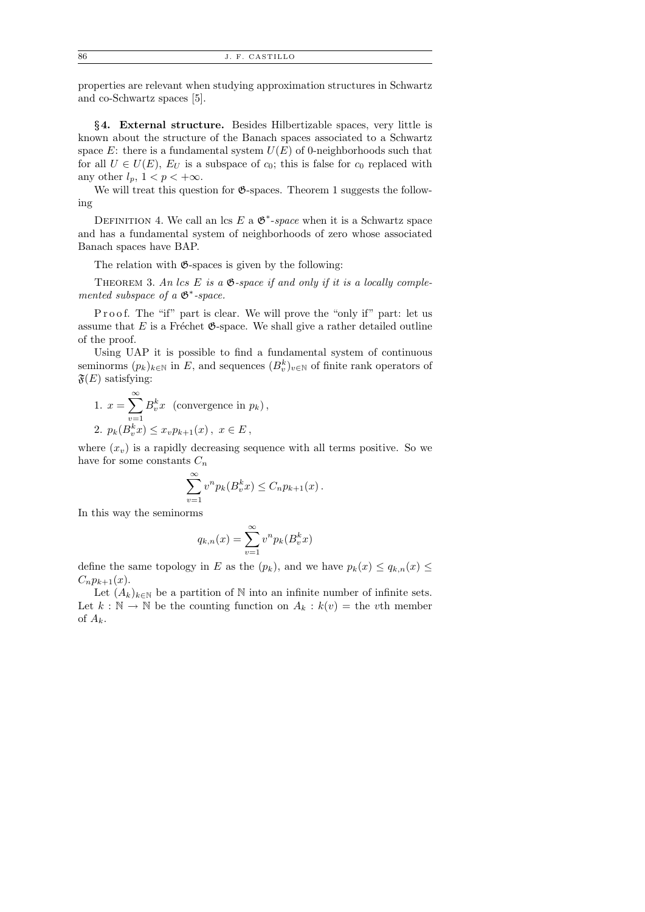properties are relevant when studying approximation structures in Schwartz and co-Schwartz spaces [5].

**§4. External structure.** Besides Hilbertizable spaces, very little is known about the structure of the Banach spaces associated to a Schwartz space $E$: there is a fundamental system $U(E)$ of 0-neighborhoods such that for all $U \in U(E)$, $E_U$ is a subspace of $c_0$; this is false for $c_0$ replaced with any other $l_p$, $1 < p < +\infty$.

We will treat this question for $\mathfrak{G}$-spaces. Theorem 1 suggests the following

Definition 4. We call an lcs $E$ a $\mathfrak{G}^*$-*space* when it is a Schwartz space and has a fundamental system of neighborhoods of zero whose associated Banach spaces have BAP.

The relation with $\mathfrak{G}$-spaces is given by the following:

Theorem 3. *An lcs $E$ is a $\mathfrak{G}$-space if and only if it is a locally complemented subspace of a $\mathfrak{G}^*$-space.*

Proof. The "if" part is clear. We will prove the "only if" part: let us assume that $E$ is a Fréchet $\mathfrak{G}$-space. We shall give a rather detailed outline of the proof.

Using UAP it is possible to find a fundamental system of continuous seminorms $(p_k)_{k\in\mathbb{N}}$ in $E$, and sequences $(B_v^k)_{v\in\mathbb{N}}$ of finite rank operators of $\mathfrak{F}(E)$ satisfying:

1. $x = \sum_{v=1}^{\infty} B_v^k x$ (convergence in $p_k$),
2. $p_k(B_v^k x) \le x_v p_{k+1}(x)$, $x \in E$,

where $(x_v)$ is a rapidly decreasing sequence with all terms positive. So we have for some constants $C_n$

$$\sum_{v=1}^{\infty} v^n p_k(B_v^k x) \le C_n p_{k+1}(x) .$$

In this way the seminorms

$$q_{k,n}(x) = \sum_{v=1}^{\infty} v^n p_k(B_v^k x)$$

define the same topology in $E$ as the $(p_k)$, and we have $p_k(x) \le q_{k,n}(x) \le C_n p_{k+1}(x)$.

Let $(A_k)_{k\in\mathbb{N}}$ be a partition of $\mathbb{N}$ into an infinite number of infinite sets. Let $k : \mathbb{N} \to \mathbb{N}$ be the counting function on $A_k$ : $k(v)$ = the $v$th member of $A_k$.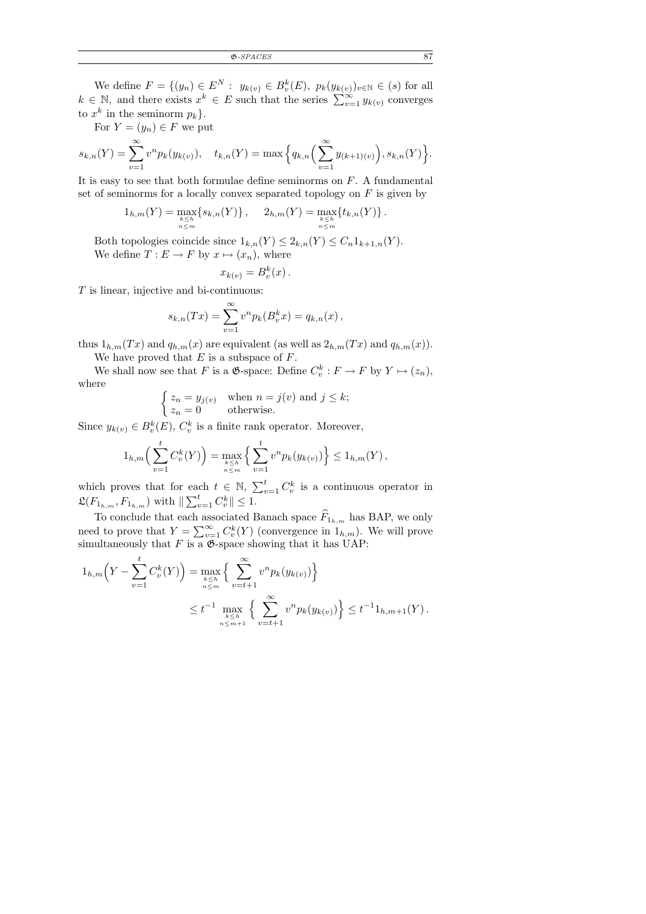We define $F = \{(y_n) \in E^N : \ y_{k(v)} \in B_v^k(E),\ p_k(y_{k(v)})_{v\in\mathbb{N}} \in (s)$ for all $k \in \mathbb{N}$, and there exists $x^k \in E$ such that the series $\sum_{v=1}^{\infty} y_{k(v)}$ converges to $x^k$ in the seminorm $p_k\}$.

For $Y = (y_n) \in F$ we put

$$s_{k,n}(Y) = \sum_{v=1}^{\infty} v^n p_k(y_{k(v)}), \quad t_{k,n}(Y) = \max\Big\{q_{k,n}\Big(\sum_{v=1}^{\infty} y_{(k+1)(v)}\Big), s_{k,n}(Y)\Big\}.$$

It is easy to see that both formulae define seminorms on $F$. A fundamental set of seminorms for a locally convex separated topology on $F$ is given by

$$1_{h,m}(Y) = \max_{\substack{k\le h\\ n\le m}}\{s_{k,n}(Y)\}\,, \qquad 2_{h,m}(Y) = \max_{\substack{k\le h\\ n\le m}}\{t_{k,n}(Y)\}\,.$$

Both topologies coincide since $1_{k,n}(Y) \le 2_{k,n}(Y) \le C_n 1_{k+1,n}(Y)$.

We define $T : E \to F$ by $x \mapsto (x_n)$, where

$$x_{k(v)} = B_v^k(x)\,.$$

$T$ is linear, injective and bi-continuous:

$$s_{k,n}(Tx) = \sum_{v=1}^{\infty} v^n p_k(B_v^k x) = q_{k,n}(x)\,,$$

thus $1_{h,m}(Tx)$ and $q_{h,m}(x)$ are equivalent (as well as $2_{h,m}(Tx)$ and $q_{h,m}(x)$).

We have proved that $E$ is a subspace of $F$.

We shall now see that $F$ is a $\mathfrak{G}$-space: Define $C_v^k : F \to F$ by $Y \mapsto (z_n)$, where

$$\begin{cases} z_n = y_{j(v)} & \text{when } n = j(v) \text{ and } j \le k;\\ z_n = 0 & \text{otherwise.}\end{cases}$$

Since $y_{k(v)} \in B_v^k(E)$, $C_v^k$ is a finite rank operator. Moreover,

$$1_{h,m}\Big(\sum_{v=1}^{t} C_v^k(Y)\Big) = \max_{\substack{k\le h\\ n\le m}}\Big\{\sum_{v=1}^{t} v^n p_k(y_{k(v)})\Big\} \le 1_{h,m}(Y)\,,$$

which proves that for each $t \in \mathbb{N}$, $\sum_{v=1}^{t} C_v^k$ is a continuous operator in $\mathfrak{L}(F_{1_{h,m}}, F_{1_{h,m}})$ with $\|\sum_{v=1}^{t} C_v^k\| \le 1$.

To conclude that each associated Banach space $\widehat{F}_{1_{h,m}}$ has BAP, we only need to prove that $Y = \sum_{v=1}^{\infty} C_v^k(Y)$ (convergence in $1_{h,m}$). We will prove simultaneously that $F$ is a $\mathfrak{G}$-space showing that it has UAP:

$$\begin{aligned} 1_{h,m}\Big(Y - \sum_{v=1}^{t} C_v^k(Y)\Big) &= \max_{\substack{k\le h\\ n\le m}}\Big\{\sum_{v=t+1}^{\infty} v^n p_k(y_{k(v)})\Big\}\\ &\le t^{-1} \max_{\substack{k\le h\\ n\le m+1}}\Big\{\sum_{v=t+1}^{\infty} v^n p_k(y_{k(v)})\Big\} \le t^{-1} 1_{h,m+1}(Y)\,. \end{aligned}$$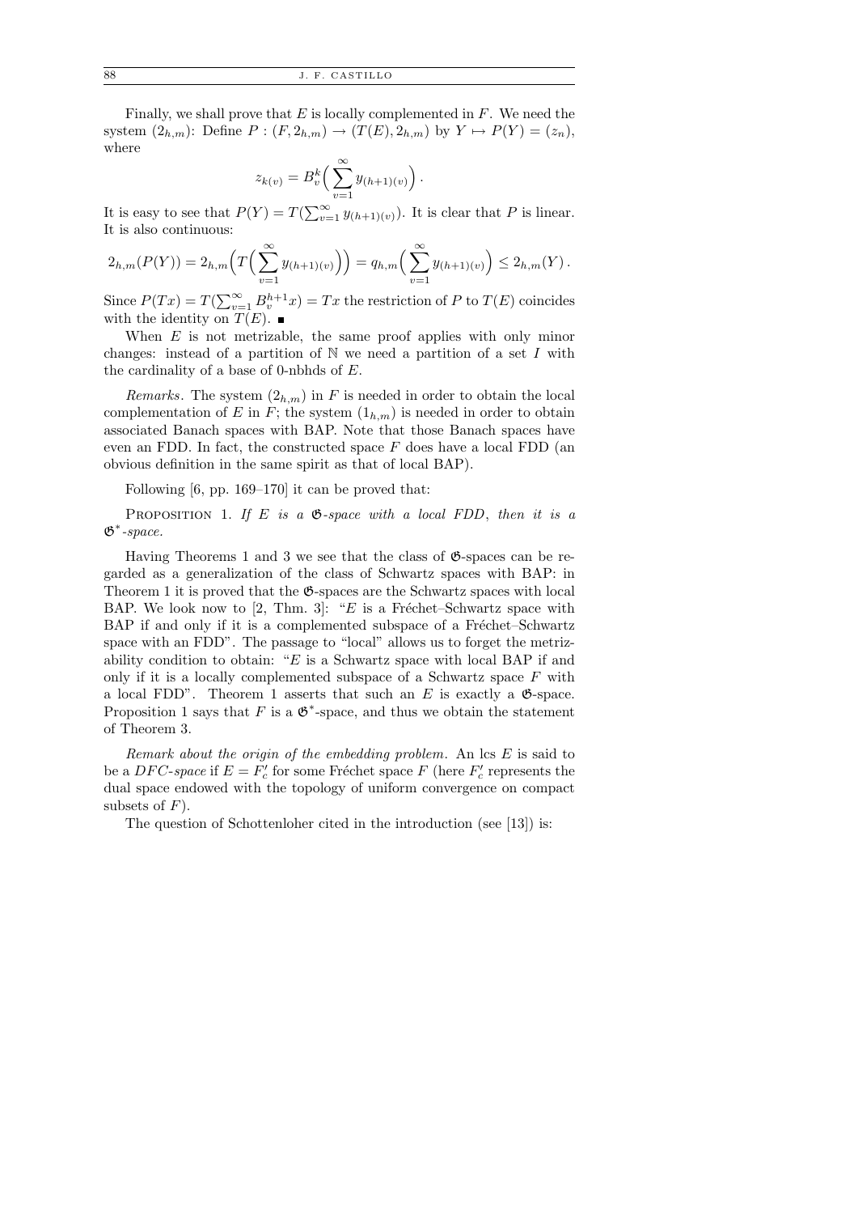Finally, we shall prove that $E$ is locally complemented in $F$. We need the system $(2_{h,m})$: Define $P : (F, 2_{h,m}) \to (T(E), 2_{h,m})$ by $Y \mapsto P(Y) = (z_n)$, where

$$z_{k(v)} = B_v^k\Big(\sum_{v=1}^{\infty} y_{(h+1)(v)}\Big).$$

It is easy to see that $P(Y) = T(\sum_{v=1}^{\infty} y_{(h+1)(v)})$. It is clear that $P$ is linear. It is also continuous:

$$2_{h,m}(P(Y)) = 2_{h,m}\Big(T\Big(\sum_{v=1}^{\infty} y_{(h+1)(v)}\Big)\Big) = q_{h,m}\Big(\sum_{v=1}^{\infty} y_{(h+1)(v)}\Big) \le 2_{h,m}(Y).$$

Since $P(Tx) = T(\sum_{v=1}^{\infty} B_v^{h+1} x) = Tx$ the restriction of $P$ to $T(E)$ coincides with the identity on $T(E)$. ∎

When $E$ is not metrizable, the same proof applies with only minor changes: instead of a partition of $\mathbb{N}$ we need a partition of a set $I$ with the cardinality of a base of 0-nbhds of $E$.

*Remarks*. The system $(2_{h,m})$ in $F$ is needed in order to obtain the local complementation of $E$ in $F$; the system $(1_{h,m})$ is needed in order to obtain associated Banach spaces with BAP. Note that those Banach spaces have even an FDD. In fact, the constructed space $F$ does have a local FDD (an obvious definition in the same spirit as that of local BAP).

Following [6, pp. 169–170] it can be proved that:

PROPOSITION 1. *If $E$ is a $\mathfrak{G}$-space with a local FDD, then it is a $\mathfrak{G}^*$-space.*

Having Theorems 1 and 3 we see that the class of $\mathfrak{G}$-spaces can be regarded as a generalization of the class of Schwartz spaces with BAP: in Theorem 1 it is proved that the $\mathfrak{G}$-spaces are the Schwartz spaces with local BAP. We look now to [2, Thm. 3]: "*$E$ is a Fréchet–Schwartz space with* BAP if and only if it is a complemented subspace of a Fréchet–Schwartz space with an FDD". The passage to "local" allows us to forget the metrizability condition to obtain: "*$E$ is a Schwartz space with local BAP if and* only if it is a locally complemented subspace of a Schwartz space $F$ with a local FDD". Theorem 1 asserts that such an $E$ is exactly a $\mathfrak{G}$-space. Proposition 1 says that $F$ is a $\mathfrak{G}^*$-space, and thus we obtain the statement of Theorem 3.

*Remark about the origin of the embedding problem*. An lcs $E$ is said to be a *DFC-space* if $E = F'_c$ for some Fréchet space $F$ (here $F'_c$ represents the dual space endowed with the topology of uniform convergence on compact subsets of $F$).

The question of Schottenloher cited in the introduction (see [13]) is: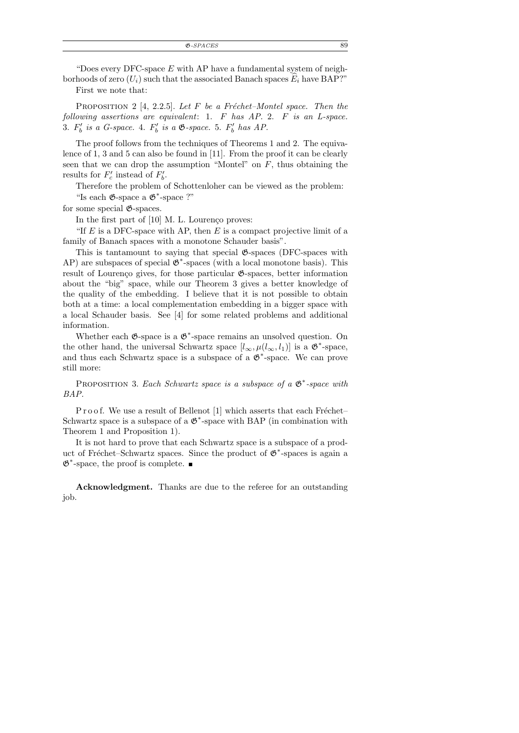"Does every DFC-space $E$ with AP have a fundamental system of neighborhoods of zero $(U_i)$ such that the associated Banach spaces $\widehat{E}_i$ have BAP?"

First we note that:

PROPOSITION 2 [4, 2.2.5]. *Let $F$ be a Fréchet–Montel space. Then the following assertions are equivalent*: 1. *$F$ has AP.* 2. *$F$ is an L-space.* 3. *$F'_b$ is a G-space.* 4. *$F'_b$ is a $\mathfrak{G}$-space.* 5. *$F'_b$ has AP.*

The proof follows from the techniques of Theorems 1 and 2. The equivalence of 1, 3 and 5 can also be found in [11]. From the proof it can be clearly seen that we can drop the assumption "Montel" on $F$, thus obtaining the results for $F'_c$ instead of $F'_b$.

Therefore the problem of Schottenloher can be viewed as the problem:

"Is each $\mathfrak{G}$-space a $\mathfrak{G}^*$-space ?"

for some special $\mathfrak{G}$-spaces.

In the first part of [10] M. L. Lourenço proves:

"If $E$ is a DFC-space with AP, then $E$ is a compact projective limit of a family of Banach spaces with a monotone Schauder basis".

This is tantamount to saying that special $\mathfrak{G}$-spaces (DFC-spaces with AP) are subspaces of special $\mathfrak{G}^*$-spaces (with a local monotone basis). This result of Lourenço gives, for those particular $\mathfrak{G}$-spaces, better information about the "big" space, while our Theorem 3 gives a better knowledge of the quality of the embedding. I believe that it is not possible to obtain both at a time: a local complementation embedding in a bigger space with a local Schauder basis. See [4] for some related problems and additional information.

Whether each $\mathfrak{G}$-space is a $\mathfrak{G}^*$-space remains an unsolved question. On the other hand, the universal Schwartz space $[l_\infty, \mu(l_\infty, l_1)]$ is a $\mathfrak{G}^*$-space, and thus each Schwartz space is a subspace of a $\mathfrak{G}^*$-space. We can prove still more:

PROPOSITION 3. *Each Schwartz space is a subspace of a $\mathfrak{G}^*$-space with BAP.*

Proof. We use a result of Bellenot [1] which asserts that each Fréchet–Schwartz space is a subspace of a $\mathfrak{G}^*$-space with BAP (in combination with Theorem 1 and Proposition 1).

It is not hard to prove that each Schwartz space is a subspace of a product of Fréchet–Schwartz spaces. Since the product of $\mathfrak{G}^*$-spaces is again a $\mathfrak{G}^*$-space, the proof is complete. ∎

**Acknowledgment.** Thanks are due to the referee for an outstanding job.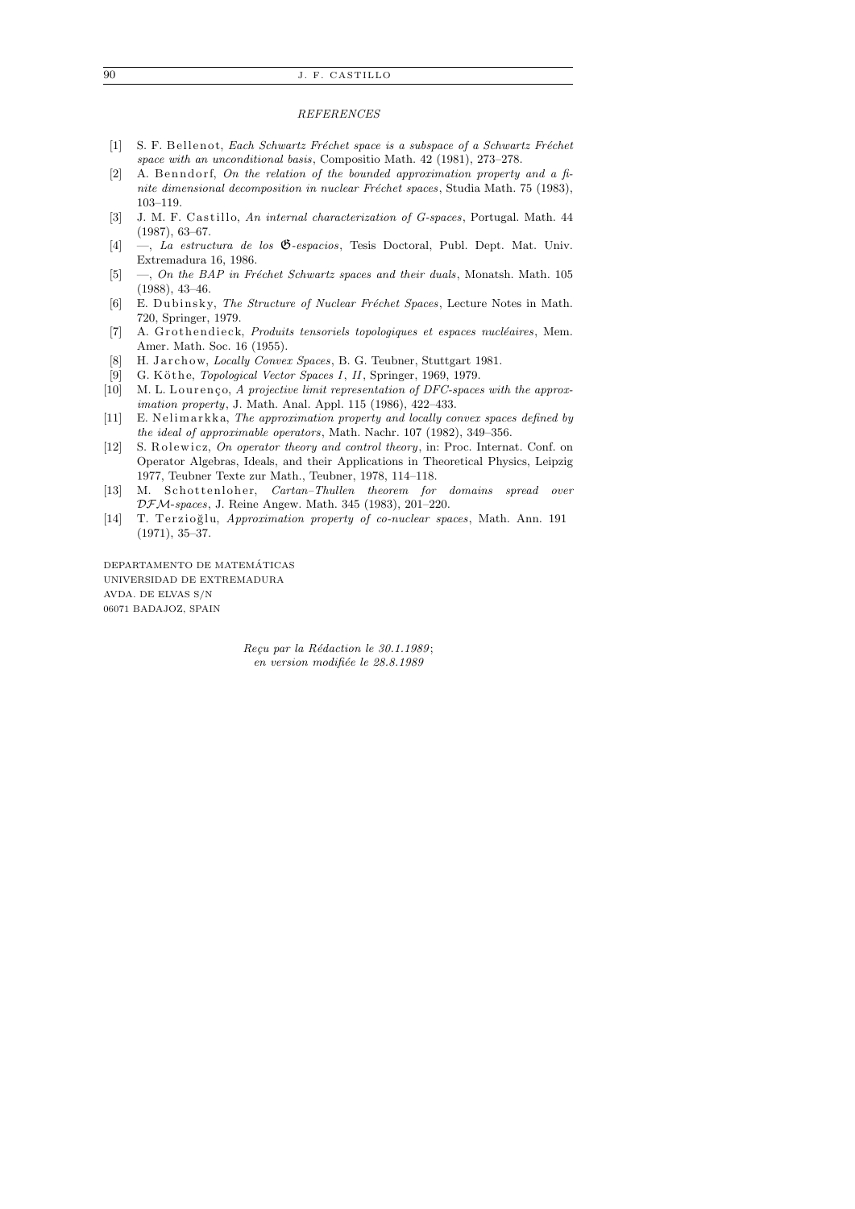## *REFERENCES*

[1] S. F. Bellenot, *Each Schwartz Fréchet space is a subspace of a Schwartz Fréchet space with an unconditional basis*, Compositio Math. 42 (1981), 273–278.

[2] A. Benndorf, *On the relation of the bounded approximation property and a finite dimensional decomposition in nuclear Fréchet spaces*, Studia Math. 75 (1983), 103–119.

[3] J. M. F. Castillo, *An internal characterization of G-spaces*, Portugal. Math. 44 (1987), 63–67.

[4] —, *La estructura de los $\mathfrak{G}$-espacios*, Tesis Doctoral, Publ. Dept. Mat. Univ. Extremadura 16, 1986.

[5] —, *On the BAP in Fréchet Schwartz spaces and their duals*, Monatsh. Math. 105 (1988), 43–46.

[6] E. Dubinsky, *The Structure of Nuclear Fréchet Spaces*, Lecture Notes in Math. 720, Springer, 1979.

[7] A. Grothendieck, *Produits tensoriels topologiques et espaces nucléaires*, Mem. Amer. Math. Soc. 16 (1955).

[8] H. Jarchow, *Locally Convex Spaces*, B. G. Teubner, Stuttgart 1981.

[9] G. Köthe, *Topological Vector Spaces I*, *II*, Springer, 1969, 1979.

[10] M. L. Lourenço, *A projective limit representation of DFC-spaces with the approximation property*, J. Math. Anal. Appl. 115 (1986), 422–433.

[11] E. Nelimarkka, *The approximation property and locally convex spaces defined by the ideal of approximable operators*, Math. Nachr. 107 (1982), 349–356.

[12] S. Rolewicz, *On operator theory and control theory*, in: Proc. Internat. Conf. on Operator Algebras, Ideals, and their Applications in Theoretical Physics, Leipzig 1977, Teubner Texte zur Math., Teubner, 1978, 114–118.

[13] M. Schottenloher, *Cartan–Thullen theorem for domains spread over $\mathcal{DFM}$-spaces*, J. Reine Angew. Math. 345 (1983), 201–220.

[14] T. Terzioğlu, *Approximation property of co-nuclear spaces*, Math. Ann. 191 (1971), 35–37.

DEPARTAMENTO DE MATEMÁTICAS
UNIVERSIDAD DE EXTREMADURA
AVDA. DE ELVAS S/N
06071 BADAJOZ, SPAIN

*Reçu par la Rédaction le 30.1.1989;*
*en version modifiée le 28.8.1989*